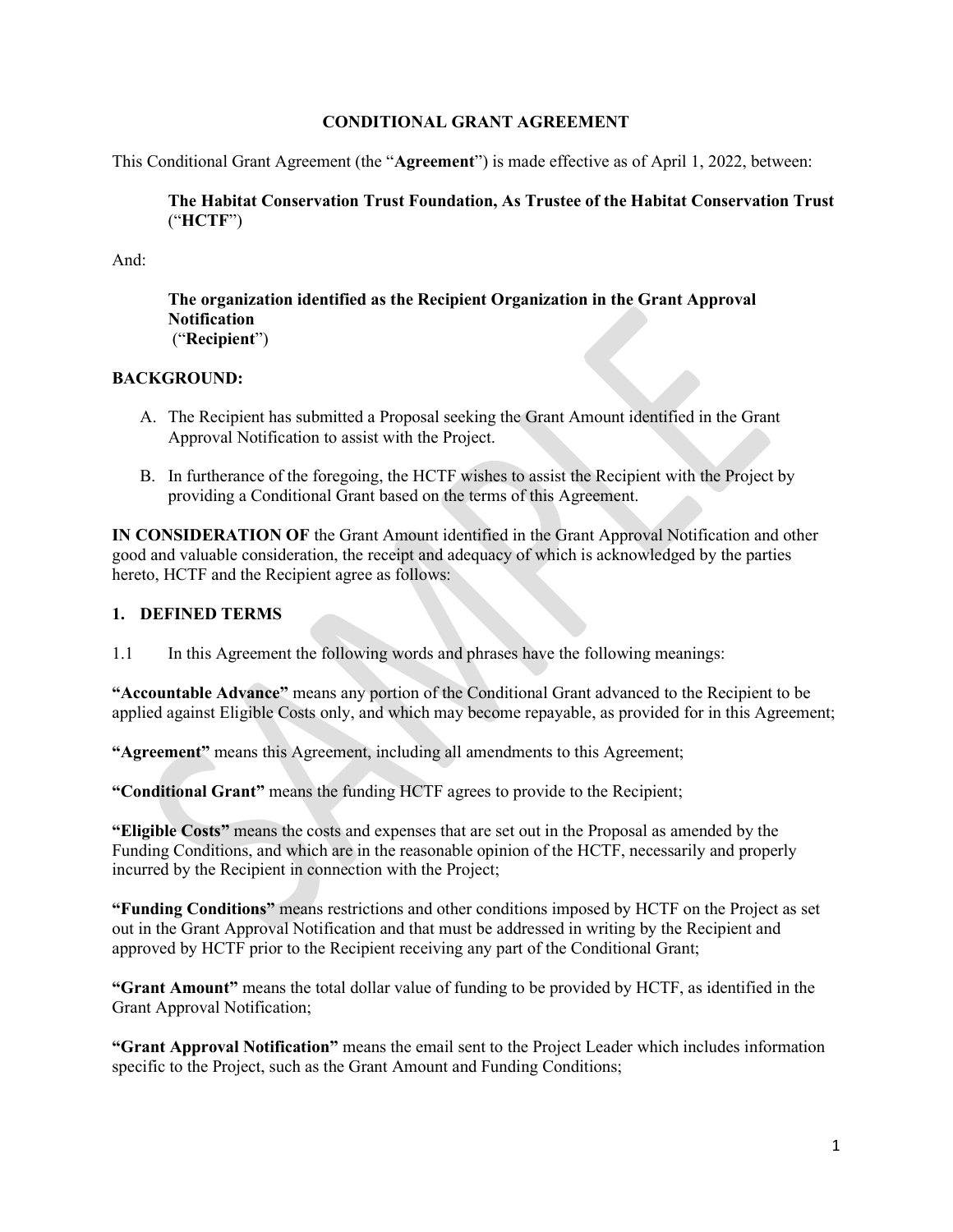# CONDITIONAL GRANT AGREEMENT

This Conditional Grant Agreement (the "**Agreement**") is made effective as of April 1, 2022, between:

> **The Habitat Conservation Trust Foundation, As Trustee of the Habitat Conservation Trust** ("**HCTF**")

And:

> **The organization identified as the Recipient Organization in the Grant Approval Notification**
> ("**Recipient**")

**BACKGROUND:**

A. The Recipient has submitted a Proposal seeking the Grant Amount identified in the Grant Approval Notification to assist with the Project.

B. In furtherance of the foregoing, the HCTF wishes to assist the Recipient with the Project by providing a Conditional Grant based on the terms of this Agreement.

**IN CONSIDERATION OF** the Grant Amount identified in the Grant Approval Notification and other good and valuable consideration, the receipt and adequacy of which is acknowledged by the parties hereto, HCTF and the Recipient agree as follows:

## 1. DEFINED TERMS

1.1 In this Agreement the following words and phrases have the following meanings:

**"Accountable Advance"** means any portion of the Conditional Grant advanced to the Recipient to be applied against Eligible Costs only, and which may become repayable, as provided for in this Agreement;

**"Agreement"** means this Agreement, including all amendments to this Agreement;

**"Conditional Grant"** means the funding HCTF agrees to provide to the Recipient;

**"Eligible Costs"** means the costs and expenses that are set out in the Proposal as amended by the Funding Conditions, and which are in the reasonable opinion of the HCTF, necessarily and properly incurred by the Recipient in connection with the Project;

**"Funding Conditions"** means restrictions and other conditions imposed by HCTF on the Project as set out in the Grant Approval Notification and that must be addressed in writing by the Recipient and approved by HCTF prior to the Recipient receiving any part of the Conditional Grant;

**"Grant Amount"** means the total dollar value of funding to be provided by HCTF, as identified in the Grant Approval Notification;

**"Grant Approval Notification"** means the email sent to the Project Leader which includes information specific to the Project, such as the Grant Amount and Funding Conditions;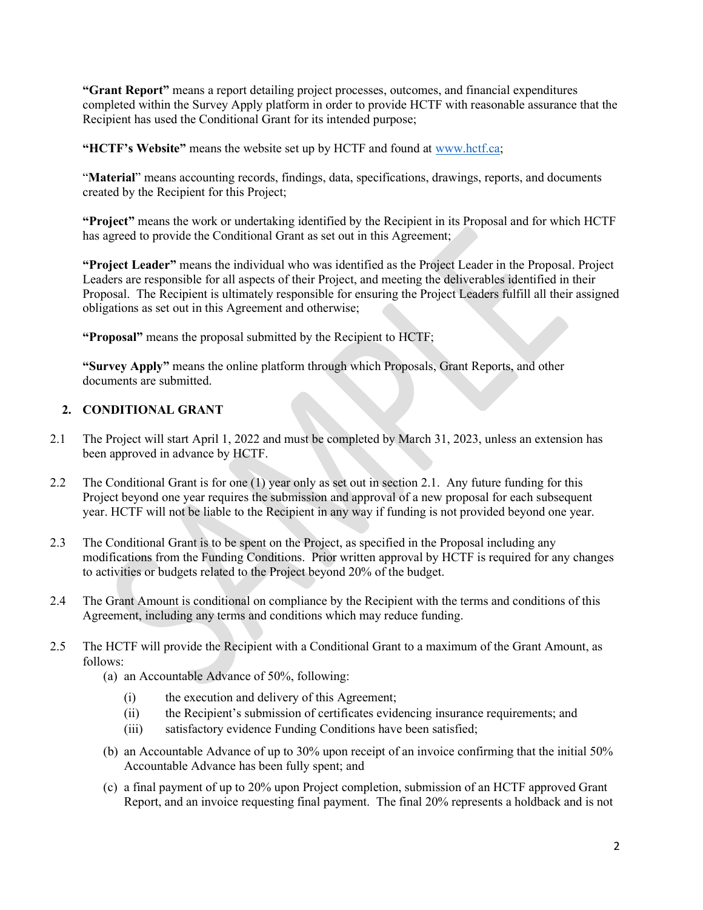**"Grant Report"** means a report detailing project processes, outcomes, and financial expenditures completed within the Survey Apply platform in order to provide HCTF with reasonable assurance that the Recipient has used the Conditional Grant for its intended purpose;

**"HCTF's Website"** means the website set up by HCTF and found at [www.hctf.ca](www.hctf.ca);

"**Material**" means accounting records, findings, data, specifications, drawings, reports, and documents created by the Recipient for this Project;

**"Project"** means the work or undertaking identified by the Recipient in its Proposal and for which HCTF has agreed to provide the Conditional Grant as set out in this Agreement;

**"Project Leader"** means the individual who was identified as the Project Leader in the Proposal. Project Leaders are responsible for all aspects of their Project, and meeting the deliverables identified in their Proposal. The Recipient is ultimately responsible for ensuring the Project Leaders fulfill all their assigned obligations as set out in this Agreement and otherwise;

**"Proposal"** means the proposal submitted by the Recipient to HCTF;

**"Survey Apply"** means the online platform through which Proposals, Grant Reports, and other documents are submitted.

## 2. CONDITIONAL GRANT

2.1 The Project will start April 1, 2022 and must be completed by March 31, 2023, unless an extension has been approved in advance by HCTF.

2.2 The Conditional Grant is for one (1) year only as set out in section 2.1. Any future funding for this Project beyond one year requires the submission and approval of a new proposal for each subsequent year. HCTF will not be liable to the Recipient in any way if funding is not provided beyond one year.

2.3 The Conditional Grant is to be spent on the Project, as specified in the Proposal including any modifications from the Funding Conditions. Prior written approval by HCTF is required for any changes to activities or budgets related to the Project beyond 20% of the budget.

2.4 The Grant Amount is conditional on compliance by the Recipient with the terms and conditions of this Agreement, including any terms and conditions which may reduce funding.

2.5 The HCTF will provide the Recipient with a Conditional Grant to a maximum of the Grant Amount, as follows:

(a) an Accountable Advance of 50%, following:

- (i) the execution and delivery of this Agreement;
- (ii) the Recipient's submission of certificates evidencing insurance requirements; and
- (iii) satisfactory evidence Funding Conditions have been satisfied;

(b) an Accountable Advance of up to 30% upon receipt of an invoice confirming that the initial 50% Accountable Advance has been fully spent; and

(c) a final payment of up to 20% upon Project completion, submission of an HCTF approved Grant Report, and an invoice requesting final payment. The final 20% represents a holdback and is not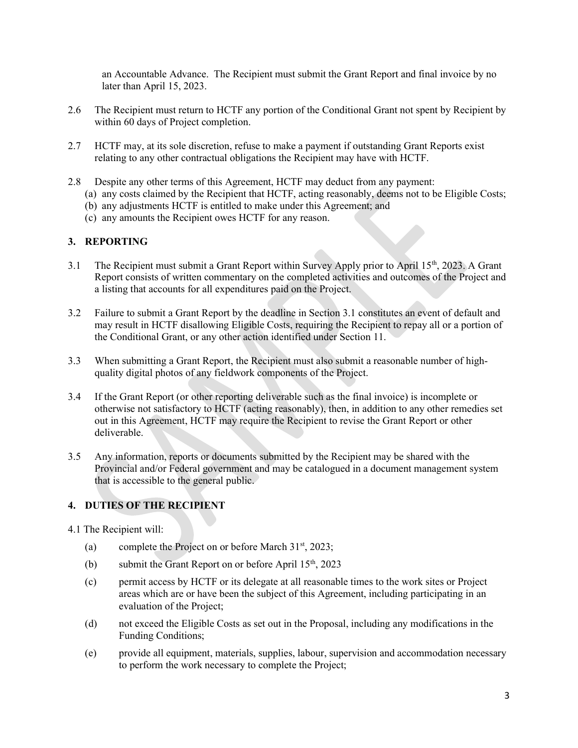an Accountable Advance. The Recipient must submit the Grant Report and final invoice by no later than April 15, 2023.

2.6 The Recipient must return to HCTF any portion of the Conditional Grant not spent by Recipient by within 60 days of Project completion.

2.7 HCTF may, at its sole discretion, refuse to make a payment if outstanding Grant Reports exist relating to any other contractual obligations the Recipient may have with HCTF.

2.8 Despite any other terms of this Agreement, HCTF may deduct from any payment:

(a) any costs claimed by the Recipient that HCTF, acting reasonably, deems not to be Eligible Costs;

(b) any adjustments HCTF is entitled to make under this Agreement; and

(c) any amounts the Recipient owes HCTF for any reason.

## 3. REPORTING

3.1 The Recipient must submit a Grant Report within Survey Apply prior to April 15th, 2023. A Grant Report consists of written commentary on the completed activities and outcomes of the Project and a listing that accounts for all expenditures paid on the Project.

3.2 Failure to submit a Grant Report by the deadline in Section 3.1 constitutes an event of default and may result in HCTF disallowing Eligible Costs, requiring the Recipient to repay all or a portion of the Conditional Grant, or any other action identified under Section 11.

3.3 When submitting a Grant Report, the Recipient must also submit a reasonable number of high-quality digital photos of any fieldwork components of the Project.

3.4 If the Grant Report (or other reporting deliverable such as the final invoice) is incomplete or otherwise not satisfactory to HCTF (acting reasonably), then, in addition to any other remedies set out in this Agreement, HCTF may require the Recipient to revise the Grant Report or other deliverable.

3.5 Any information, reports or documents submitted by the Recipient may be shared with the Provincial and/or Federal government and may be catalogued in a document management system that is accessible to the general public.

## 4. DUTIES OF THE RECIPIENT

4.1 The Recipient will:

(a) complete the Project on or before March 31st, 2023;

(b) submit the Grant Report on or before April 15th, 2023

(c) permit access by HCTF or its delegate at all reasonable times to the work sites or Project areas which are or have been the subject of this Agreement, including participating in an evaluation of the Project;

(d) not exceed the Eligible Costs as set out in the Proposal, including any modifications in the Funding Conditions;

(e) provide all equipment, materials, supplies, labour, supervision and accommodation necessary to perform the work necessary to complete the Project;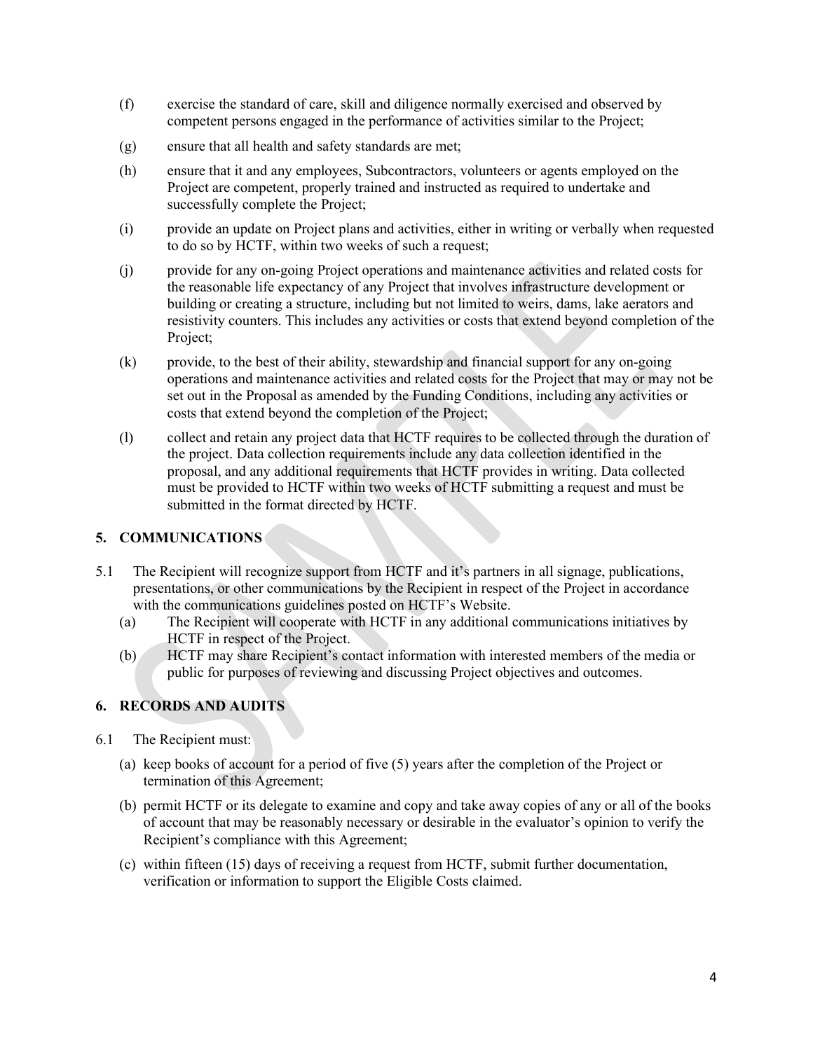(f) exercise the standard of care, skill and diligence normally exercised and observed by competent persons engaged in the performance of activities similar to the Project;

(g) ensure that all health and safety standards are met;

(h) ensure that it and any employees, Subcontractors, volunteers or agents employed on the Project are competent, properly trained and instructed as required to undertake and successfully complete the Project;

(i) provide an update on Project plans and activities, either in writing or verbally when requested to do so by HCTF, within two weeks of such a request;

(j) provide for any on-going Project operations and maintenance activities and related costs for the reasonable life expectancy of any Project that involves infrastructure development or building or creating a structure, including but not limited to weirs, dams, lake aerators and resistivity counters. This includes any activities or costs that extend beyond completion of the Project;

(k) provide, to the best of their ability, stewardship and financial support for any on-going operations and maintenance activities and related costs for the Project that may or may not be set out in the Proposal as amended by the Funding Conditions, including any activities or costs that extend beyond the completion of the Project;

(l) collect and retain any project data that HCTF requires to be collected through the duration of the project. Data collection requirements include any data collection identified in the proposal, and any additional requirements that HCTF provides in writing. Data collected must be provided to HCTF within two weeks of HCTF submitting a request and must be submitted in the format directed by HCTF.

## 5. COMMUNICATIONS

5.1 The Recipient will recognize support from HCTF and it's partners in all signage, publications, presentations, or other communications by the Recipient in respect of the Project in accordance with the communications guidelines posted on HCTF's Website.

(a) The Recipient will cooperate with HCTF in any additional communications initiatives by HCTF in respect of the Project.

(b) HCTF may share Recipient's contact information with interested members of the media or public for purposes of reviewing and discussing Project objectives and outcomes.

## 6. RECORDS AND AUDITS

6.1 The Recipient must:

(a) keep books of account for a period of five (5) years after the completion of the Project or termination of this Agreement;

(b) permit HCTF or its delegate to examine and copy and take away copies of any or all of the books of account that may be reasonably necessary or desirable in the evaluator's opinion to verify the Recipient's compliance with this Agreement;

(c) within fifteen (15) days of receiving a request from HCTF, submit further documentation, verification or information to support the Eligible Costs claimed.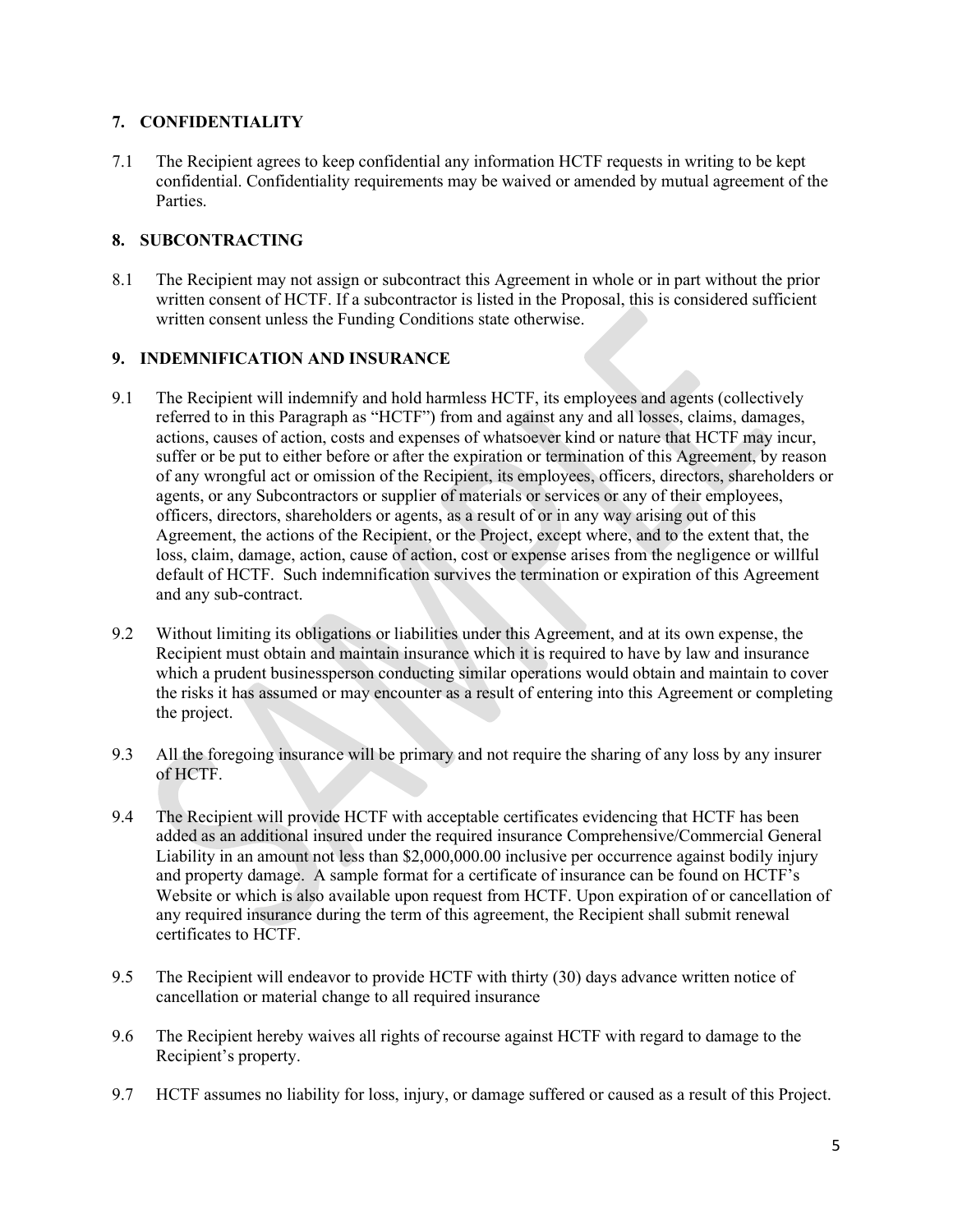## 7. CONFIDENTIALITY

7.1 The Recipient agrees to keep confidential any information HCTF requests in writing to be kept confidential. Confidentiality requirements may be waived or amended by mutual agreement of the Parties.

## 8. SUBCONTRACTING

8.1 The Recipient may not assign or subcontract this Agreement in whole or in part without the prior written consent of HCTF. If a subcontractor is listed in the Proposal, this is considered sufficient written consent unless the Funding Conditions state otherwise.

## 9. INDEMNIFICATION AND INSURANCE

9.1 The Recipient will indemnify and hold harmless HCTF, its employees and agents (collectively referred to in this Paragraph as "HCTF") from and against any and all losses, claims, damages, actions, causes of action, costs and expenses of whatsoever kind or nature that HCTF may incur, suffer or be put to either before or after the expiration or termination of this Agreement, by reason of any wrongful act or omission of the Recipient, its employees, officers, directors, shareholders or agents, or any Subcontractors or supplier of materials or services or any of their employees, officers, directors, shareholders or agents, as a result of or in any way arising out of this Agreement, the actions of the Recipient, or the Project, except where, and to the extent that, the loss, claim, damage, action, cause of action, cost or expense arises from the negligence or willful default of HCTF. Such indemnification survives the termination or expiration of this Agreement and any sub-contract.

9.2 Without limiting its obligations or liabilities under this Agreement, and at its own expense, the Recipient must obtain and maintain insurance which it is required to have by law and insurance which a prudent businessperson conducting similar operations would obtain and maintain to cover the risks it has assumed or may encounter as a result of entering into this Agreement or completing the project.

9.3 All the foregoing insurance will be primary and not require the sharing of any loss by any insurer of HCTF.

9.4 The Recipient will provide HCTF with acceptable certificates evidencing that HCTF has been added as an additional insured under the required insurance Comprehensive/Commercial General Liability in an amount not less than $2,000,000.00 inclusive per occurrence against bodily injury and property damage. A sample format for a certificate of insurance can be found on HCTF's Website or which is also available upon request from HCTF. Upon expiration of or cancellation of any required insurance during the term of this agreement, the Recipient shall submit renewal certificates to HCTF.

9.5 The Recipient will endeavor to provide HCTF with thirty (30) days advance written notice of cancellation or material change to all required insurance

9.6 The Recipient hereby waives all rights of recourse against HCTF with regard to damage to the Recipient's property.

9.7 HCTF assumes no liability for loss, injury, or damage suffered or caused as a result of this Project.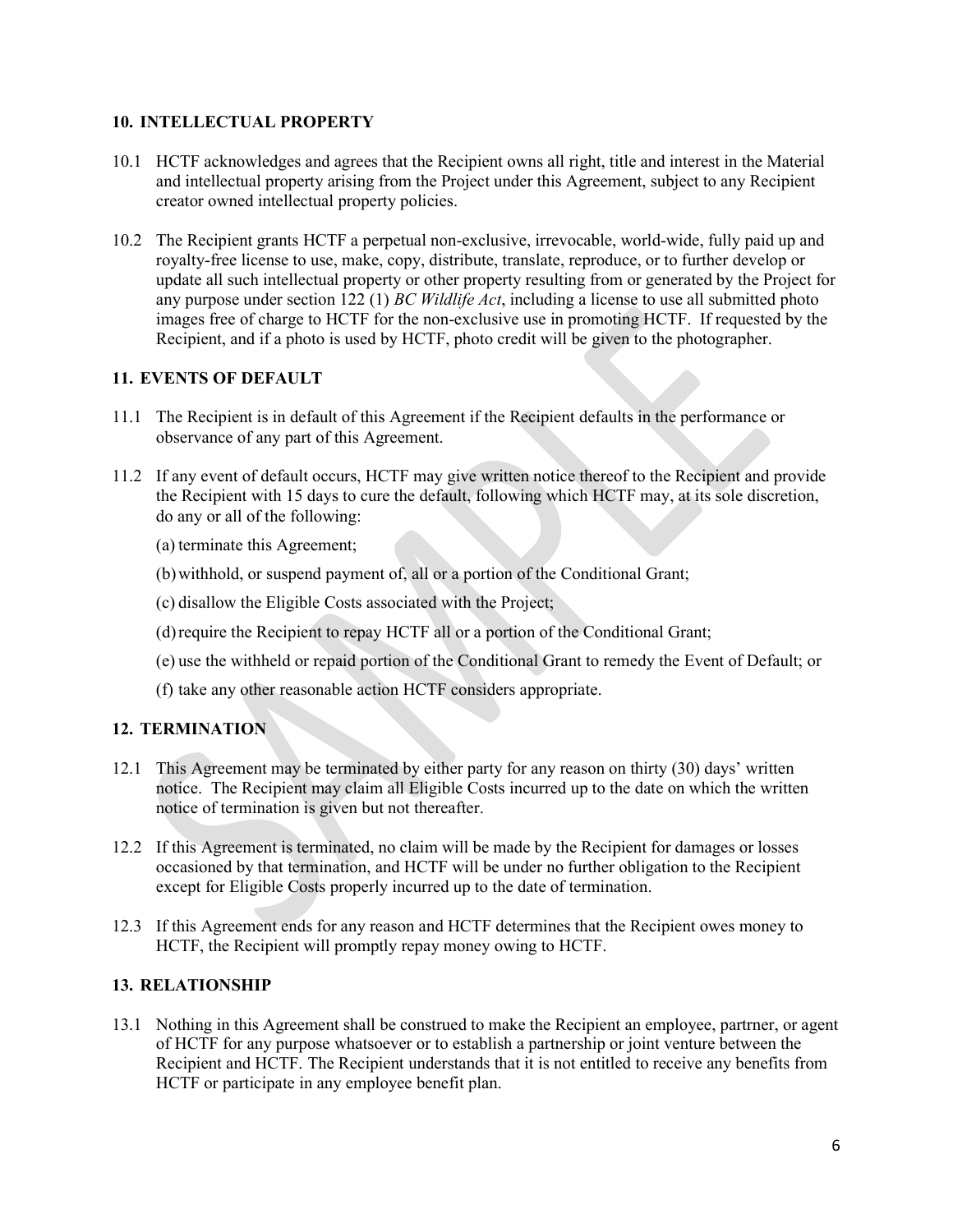## 10. INTELLECTUAL PROPERTY

10.1 HCTF acknowledges and agrees that the Recipient owns all right, title and interest in the Material and intellectual property arising from the Project under this Agreement, subject to any Recipient creator owned intellectual property policies.

10.2 The Recipient grants HCTF a perpetual non-exclusive, irrevocable, world-wide, fully paid up and royalty-free license to use, make, copy, distribute, translate, reproduce, or to further develop or update all such intellectual property or other property resulting from or generated by the Project for any purpose under section 122 (1) *BC Wildlife Act*, including a license to use all submitted photo images free of charge to HCTF for the non-exclusive use in promoting HCTF. If requested by the Recipient, and if a photo is used by HCTF, photo credit will be given to the photographer.

## 11. EVENTS OF DEFAULT

11.1 The Recipient is in default of this Agreement if the Recipient defaults in the performance or observance of any part of this Agreement.

11.2 If any event of default occurs, HCTF may give written notice thereof to the Recipient and provide the Recipient with 15 days to cure the default, following which HCTF may, at its sole discretion, do any or all of the following:

(a) terminate this Agreement;

(b) withhold, or suspend payment of, all or a portion of the Conditional Grant;

(c) disallow the Eligible Costs associated with the Project;

(d) require the Recipient to repay HCTF all or a portion of the Conditional Grant;

(e) use the withheld or repaid portion of the Conditional Grant to remedy the Event of Default; or

(f) take any other reasonable action HCTF considers appropriate.

## 12. TERMINATION

12.1 This Agreement may be terminated by either party for any reason on thirty (30) days' written notice. The Recipient may claim all Eligible Costs incurred up to the date on which the written notice of termination is given but not thereafter.

12.2 If this Agreement is terminated, no claim will be made by the Recipient for damages or losses occasioned by that termination, and HCTF will be under no further obligation to the Recipient except for Eligible Costs properly incurred up to the date of termination.

12.3 If this Agreement ends for any reason and HCTF determines that the Recipient owes money to HCTF, the Recipient will promptly repay money owing to HCTF.

## 13. RELATIONSHIP

13.1 Nothing in this Agreement shall be construed to make the Recipient an employee, partrner, or agent of HCTF for any purpose whatsoever or to establish a partnership or joint venture between the Recipient and HCTF. The Recipient understands that it is not entitled to receive any benefits from HCTF or participate in any employee benefit plan.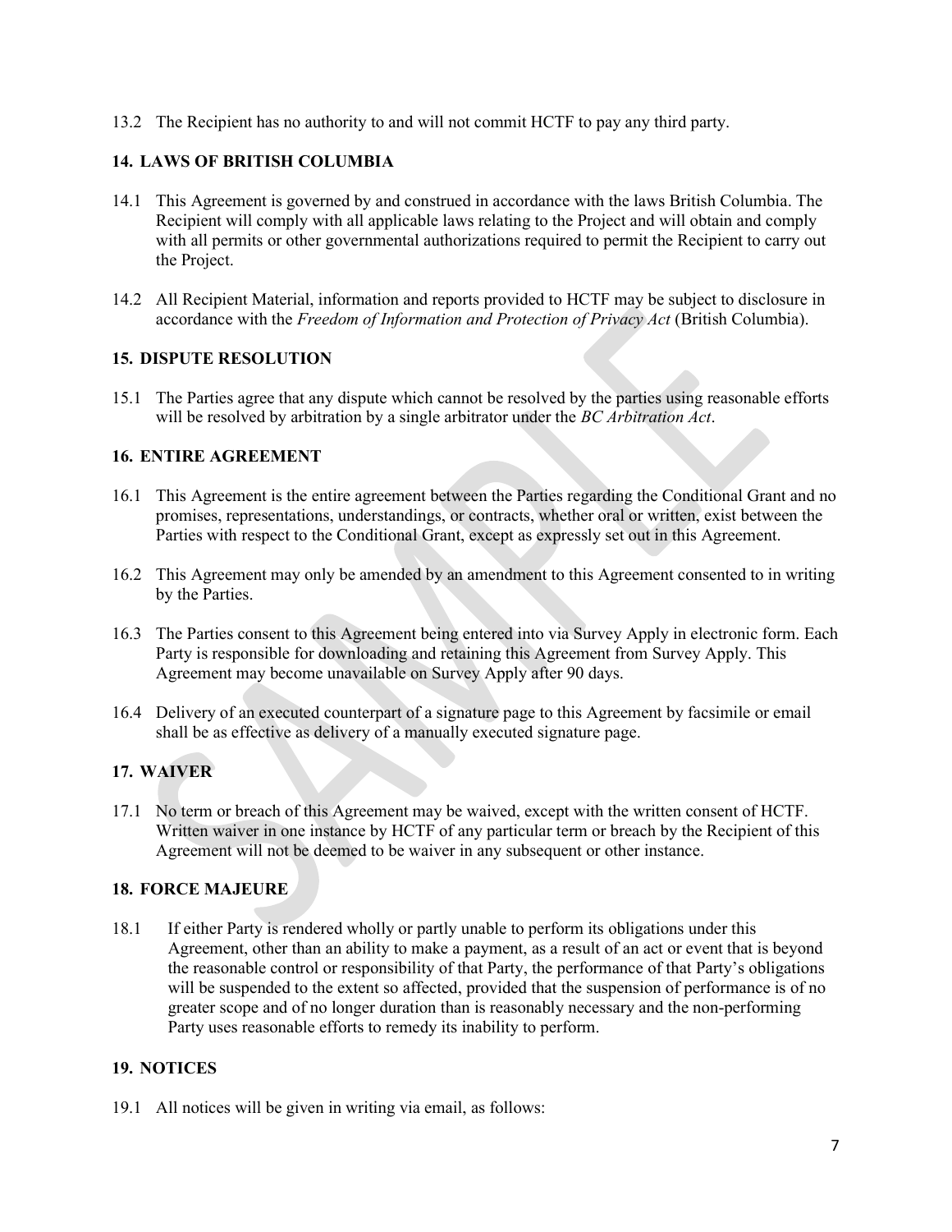13.2 The Recipient has no authority to and will not commit HCTF to pay any third party.

## 14. LAWS OF BRITISH COLUMBIA

14.1 This Agreement is governed by and construed in accordance with the laws British Columbia. The Recipient will comply with all applicable laws relating to the Project and will obtain and comply with all permits or other governmental authorizations required to permit the Recipient to carry out the Project.

14.2 All Recipient Material, information and reports provided to HCTF may be subject to disclosure in accordance with the *Freedom of Information and Protection of Privacy Act* (British Columbia).

## 15. DISPUTE RESOLUTION

15.1 The Parties agree that any dispute which cannot be resolved by the parties using reasonable efforts will be resolved by arbitration by a single arbitrator under the *BC Arbitration Act*.

## 16. ENTIRE AGREEMENT

16.1 This Agreement is the entire agreement between the Parties regarding the Conditional Grant and no promises, representations, understandings, or contracts, whether oral or written, exist between the Parties with respect to the Conditional Grant, except as expressly set out in this Agreement.

16.2 This Agreement may only be amended by an amendment to this Agreement consented to in writing by the Parties.

16.3 The Parties consent to this Agreement being entered into via Survey Apply in electronic form. Each Party is responsible for downloading and retaining this Agreement from Survey Apply. This Agreement may become unavailable on Survey Apply after 90 days.

16.4 Delivery of an executed counterpart of a signature page to this Agreement by facsimile or email shall be as effective as delivery of a manually executed signature page.

## 17. WAIVER

17.1 No term or breach of this Agreement may be waived, except with the written consent of HCTF. Written waiver in one instance by HCTF of any particular term or breach by the Recipient of this Agreement will not be deemed to be waiver in any subsequent or other instance.

## 18. FORCE MAJEURE

18.1 If either Party is rendered wholly or partly unable to perform its obligations under this Agreement, other than an ability to make a payment, as a result of an act or event that is beyond the reasonable control or responsibility of that Party, the performance of that Party's obligations will be suspended to the extent so affected, provided that the suspension of performance is of no greater scope and of no longer duration than is reasonably necessary and the non-performing Party uses reasonable efforts to remedy its inability to perform.

## 19. NOTICES

19.1 All notices will be given in writing via email, as follows: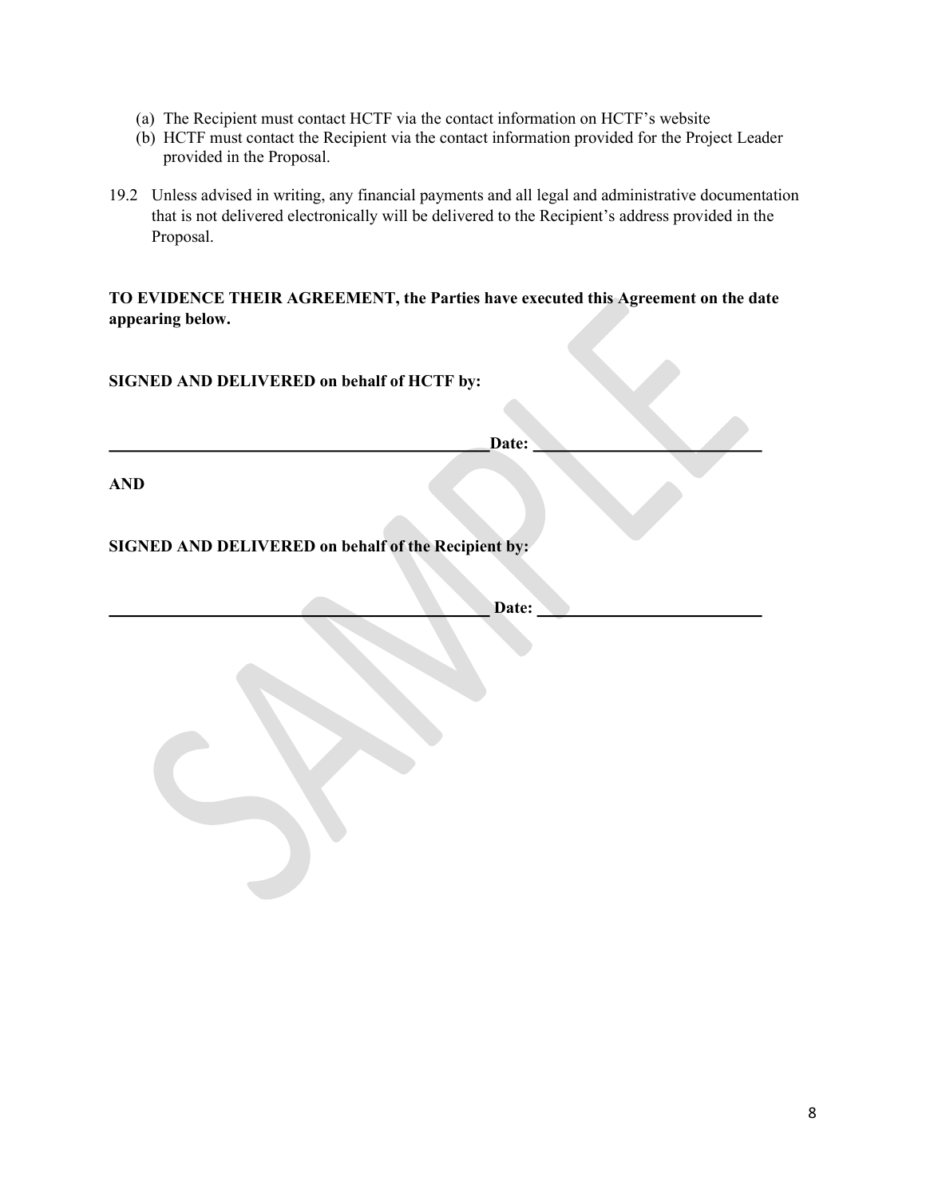(a) The Recipient must contact HCTF via the contact information on HCTF's website
(b) HCTF must contact the Recipient via the contact information provided for the Project Leader provided in the Proposal.

19.2 Unless advised in writing, any financial payments and all legal and administrative documentation that is not delivered electronically will be delivered to the Recipient's address provided in the Proposal.

**TO EVIDENCE THEIR AGREEMENT, the Parties have executed this Agreement on the date appearing below.**

**SIGNED AND DELIVERED on behalf of HCTF by:**

**_______________________________________________Date: ____________________________**

**AND**

**SIGNED AND DELIVERED on behalf of the Recipient by:**

**_______________________________________________ Date: ___________________________**